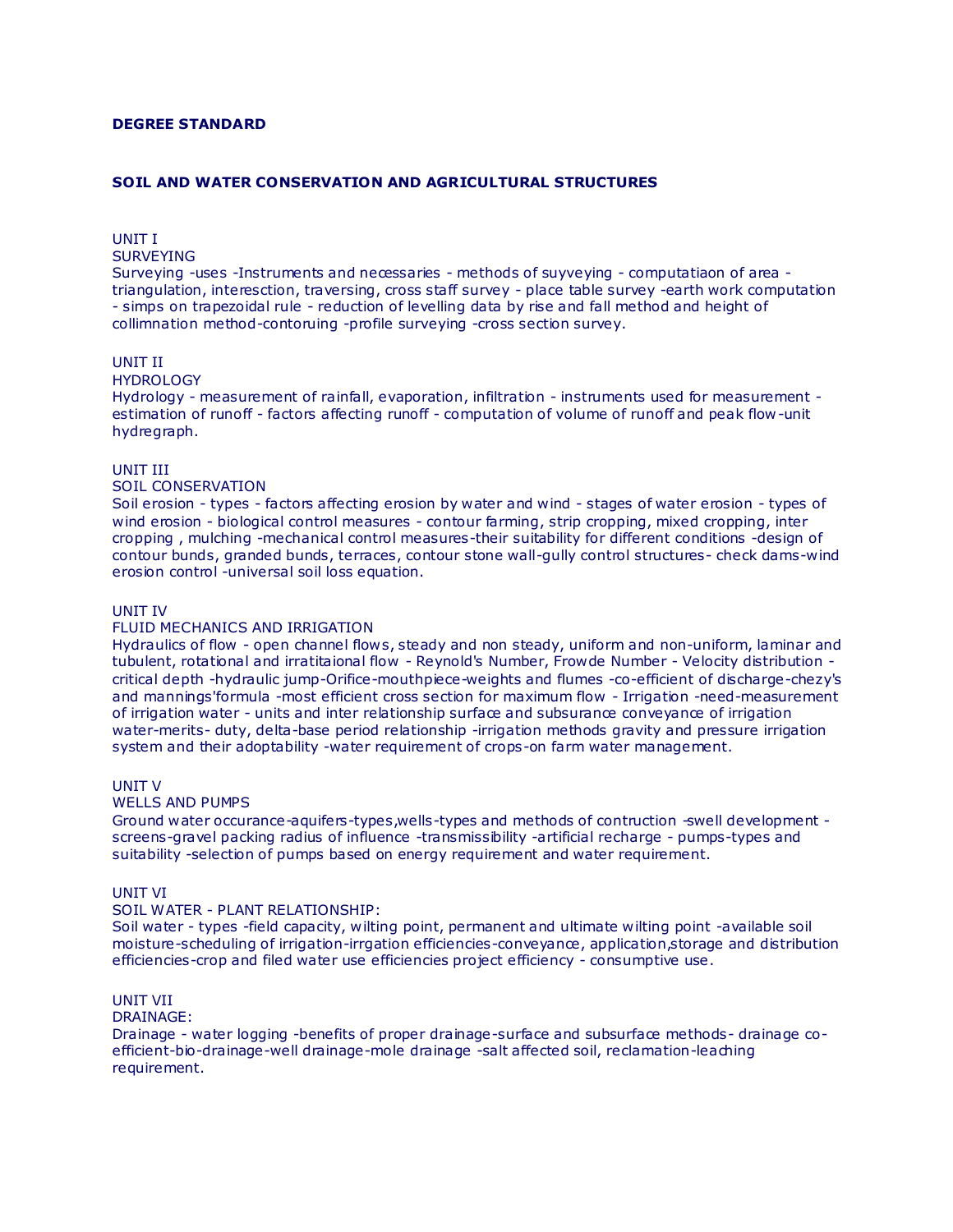**DEGREE STANDARD**

**SOIL AND WATER CONSERVATION AND AGRICULTURAL STRUCTURES**

UNIT I
SURVEYING
Surveying -uses -Instruments and necessaries - methods of suyveying - computatiaon of area - triangulation, interesction, traversing, cross staff survey - place table survey -earth work computation - simps on trapezoidal rule - reduction of levelling data by rise and fall method and height of collimnation method-contoruing -profile surveying -cross section survey.

UNIT II
HYDROLOGY
Hydrology - measurement of rainfall, evaporation, infiltration - instruments used for measurement - estimation of runoff - factors affecting runoff - computation of volume of runoff and peak flow-unit hydregraph.

UNIT III
SOIL CONSERVATION
Soil erosion - types - factors affecting erosion by water and wind - stages of water erosion - types of wind erosion - biological control measures - contour farming, strip cropping, mixed cropping, inter cropping , mulching -mechanical control measures-their suitability for different conditions -design of contour bunds, granded bunds, terraces, contour stone wall-gully control structures- check dams-wind erosion control -universal soil loss equation.

UNIT IV
FLUID MECHANICS AND IRRIGATION
Hydraulics of flow - open channel flows, steady and non steady, uniform and non-uniform, laminar and tubulent, rotational and irratitaional flow - Reynold's Number, Frowde Number - Velocity distribution - critical depth -hydraulic jump-Orifice-mouthpiece-weights and flumes -co-efficient of discharge-chezy's and mannings'formula -most efficient cross section for maximum flow - Irrigation -need-measurement of irrigation water - units and inter relationship surface and subsurance conveyance of irrigation water-merits- duty, delta-base period relationship -irrigation methods gravity and pressure irrigation system and their adoptability -water requirement of crops-on farm water management.

UNIT V
WELLS AND PUMPS
Ground water occurance-aquifers-types,wells-types and methods of contruction -swell development - screens-gravel packing radius of influence -transmissibility -artificial recharge - pumps-types and suitability -selection of pumps based on energy requirement and water requirement.

UNIT VI
SOIL WATER - PLANT RELATIONSHIP:
Soil water - types -field capacity, wilting point, permanent and ultimate wilting point -available soil moisture-scheduling of irrigation-irrgation efficiencies-conveyance, application,storage and distribution efficiencies-crop and filed water use efficiencies project efficiency - consumptive use.

UNIT VII
DRAINAGE:
Drainage - water logging -benefits of proper drainage-surface and subsurface methods- drainage co-efficient-bio-drainage-well drainage-mole drainage -salt affected soil, reclamation-leaching requirement.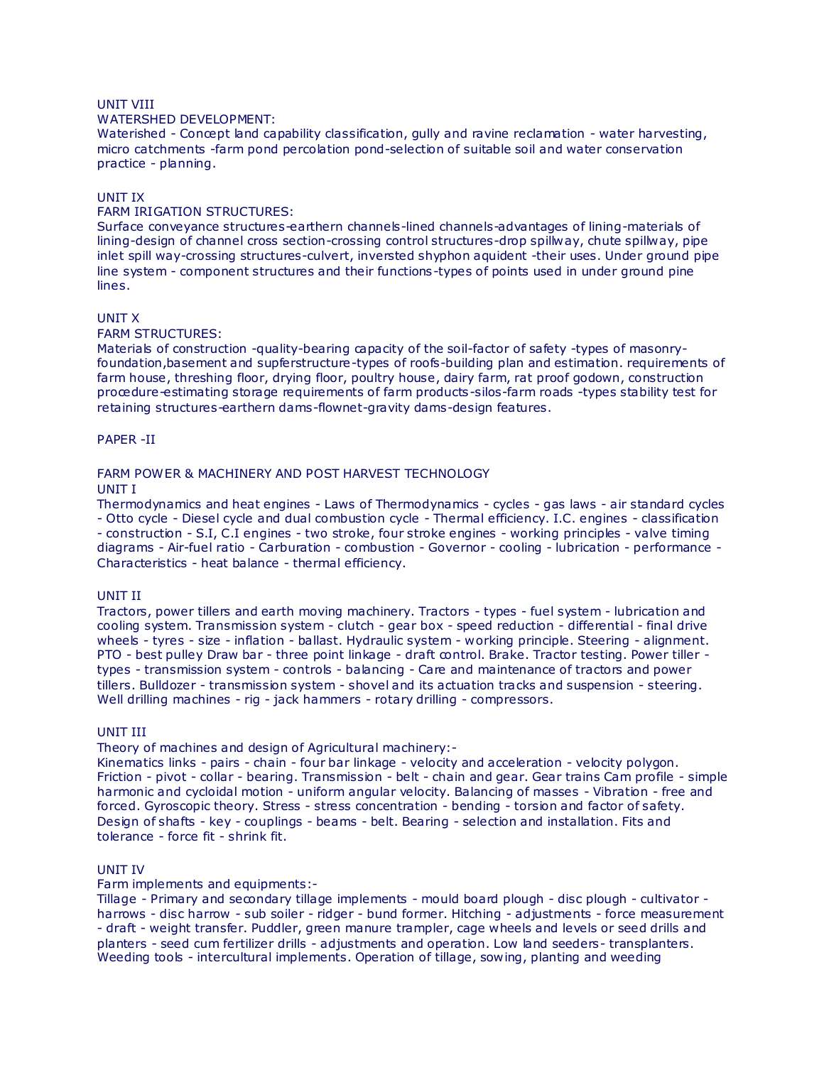UNIT VIII

WATERSHED DEVELOPMENT:

Waterished - Concept land capability classification, gully and ravine reclamation - water harvesting, micro catchments -farm pond percolation pond-selection of suitable soil and water conservation practice - planning.

UNIT IX

FARM IRIGATION STRUCTURES:

Surface conveyance structures-earthern channels-lined channels-advantages of lining-materials of lining-design of channel cross section-crossing control structures-drop spillway, chute spillway, pipe inlet spill way-crossing structures-culvert, inversted shyphon aquident -their uses. Under ground pipe line system - component structures and their functions-types of points used in under ground pine lines.

UNIT X

FARM STRUCTURES:

Materials of construction -quality-bearing capacity of the soil-factor of safety -types of masonry-foundation,basement and supferstructure-types of roofs-building plan and estimation. requirements of farm house, threshing floor, drying floor, poultry house, dairy farm, rat proof godown, construction procedure-estimating storage requirements of farm products-silos-farm roads -types stability test for retaining structures-earthern dams-flownet-gravity dams-design features.

PAPER -II

FARM POWER & MACHINERY AND POST HARVEST TECHNOLOGY

UNIT I

Thermodynamics and heat engines - Laws of Thermodynamics - cycles - gas laws - air standard cycles - Otto cycle - Diesel cycle and dual combustion cycle - Thermal efficiency. I.C. engines - classification - construction - S.I, C.I engines - two stroke, four stroke engines - working principles - valve timing diagrams - Air-fuel ratio - Carburation - combustion - Governor - cooling - lubrication - performance - Characteristics - heat balance - thermal efficiency.

UNIT II

Tractors, power tillers and earth moving machinery. Tractors - types - fuel system - lubrication and cooling system. Transmission system - clutch - gear box - speed reduction - differential - final drive wheels - tyres - size - inflation - ballast. Hydraulic system - working principle. Steering - alignment. PTO - best pulley Draw bar - three point linkage - draft control. Brake. Tractor testing. Power tiller - types - transmission system - controls - balancing - Care and maintenance of tractors and power tillers. Bulldozer - transmission system - shovel and its actuation tracks and suspension - steering. Well drilling machines - rig - jack hammers - rotary drilling - compressors.

UNIT III

Theory of machines and design of Agricultural machinery:-

Kinematics links - pairs - chain - four bar linkage - velocity and acceleration - velocity polygon. Friction - pivot - collar - bearing. Transmission - belt - chain and gear. Gear trains Cam profile - simple harmonic and cycloidal motion - uniform angular velocity. Balancing of masses - Vibration - free and forced. Gyroscopic theory. Stress - stress concentration - bending - torsion and factor of safety. Design of shafts - key - couplings - beams - belt. Bearing - selection and installation. Fits and tolerance - force fit - shrink fit.

UNIT IV

Farm implements and equipments:-

Tillage - Primary and secondary tillage implements - mould board plough - disc plough - cultivator - harrows - disc harrow - sub soiler - ridger - bund former. Hitching - adjustments - force measurement - draft - weight transfer. Puddler, green manure trampler, cage wheels and levels or seed drills and planters - seed cum fertilizer drills - adjustments and operation. Low land seeders- transplanters. Weeding tools - intercultural implements. Operation of tillage, sowing, planting and weeding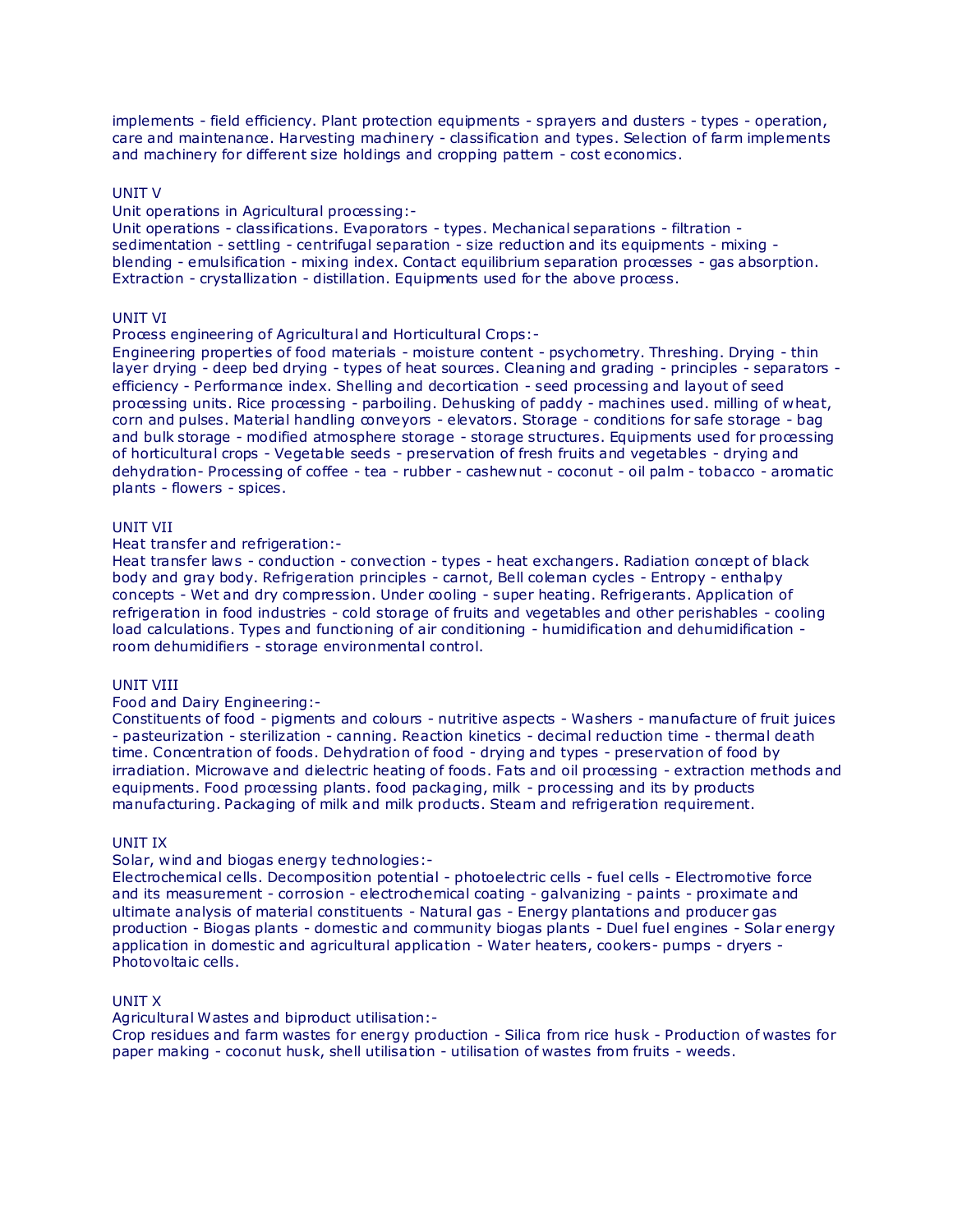implements - field efficiency. Plant protection equipments - sprayers and dusters - types - operation, care and maintenance. Harvesting machinery - classification and types. Selection of farm implements and machinery for different size holdings and cropping pattern - cost economics.

UNIT V

Unit operations in Agricultural processing:-

Unit operations - classifications. Evaporators - types. Mechanical separations - filtration - sedimentation - settling - centrifugal separation - size reduction and its equipments - mixing - blending - emulsification - mixing index. Contact equilibrium separation processes - gas absorption. Extraction - crystallization - distillation. Equipments used for the above process.

UNIT VI

Process engineering of Agricultural and Horticultural Crops:-

Engineering properties of food materials - moisture content - psychometry. Threshing. Drying - thin layer drying - deep bed drying - types of heat sources. Cleaning and grading - principles - separators - efficiency - Performance index. Shelling and decortication - seed processing and layout of seed processing units. Rice processing - parboiling. Dehusking of paddy - machines used. milling of wheat, corn and pulses. Material handling conveyors - elevators. Storage - conditions for safe storage - bag and bulk storage - modified atmosphere storage - storage structures. Equipments used for processing of horticultural crops - Vegetable seeds - preservation of fresh fruits and vegetables - drying and dehydration- Processing of coffee - tea - rubber - cashewnut - coconut - oil palm - tobacco - aromatic plants - flowers - spices.

UNIT VII

Heat transfer and refrigeration:-

Heat transfer laws - conduction - convection - types - heat exchangers. Radiation concept of black body and gray body. Refrigeration principles - carnot, Bell coleman cycles - Entropy - enthalpy concepts - Wet and dry compression. Under cooling - super heating. Refrigerants. Application of refrigeration in food industries - cold storage of fruits and vegetables and other perishables - cooling load calculations. Types and functioning of air conditioning - humidification and dehumidification - room dehumidifiers - storage environmental control.

UNIT VIII

Food and Dairy Engineering:-

Constituents of food - pigments and colours - nutritive aspects - Washers - manufacture of fruit juices - pasteurization - sterilization - canning. Reaction kinetics - decimal reduction time - thermal death time. Concentration of foods. Dehydration of food - drying and types - preservation of food by irradiation. Microwave and dielectric heating of foods. Fats and oil processing - extraction methods and equipments. Food processing plants. food packaging, milk - processing and its by products manufacturing. Packaging of milk and milk products. Steam and refrigeration requirement.

UNIT IX

Solar, wind and biogas energy technologies:-

Electrochemical cells. Decomposition potential - photoelectric cells - fuel cells - Electromotive force and its measurement - corrosion - electrochemical coating - galvanizing - paints - proximate and ultimate analysis of material constituents - Natural gas - Energy plantations and producer gas production - Biogas plants - domestic and community biogas plants - Duel fuel engines - Solar energy application in domestic and agricultural application - Water heaters, cookers- pumps - dryers - Photovoltaic cells.

UNIT X

Agricultural Wastes and biproduct utilisation:-

Crop residues and farm wastes for energy production - Silica from rice husk - Production of wastes for paper making - coconut husk, shell utilisation - utilisation of wastes from fruits - weeds.